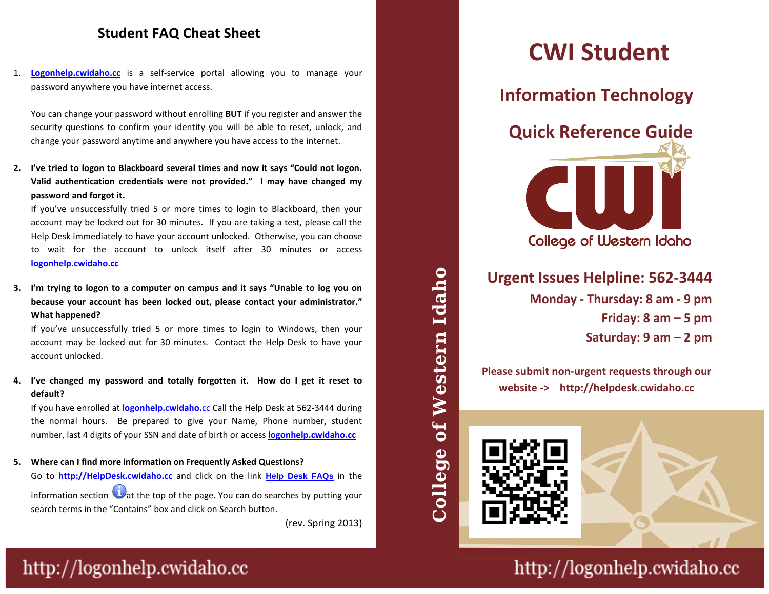# Student FAQ Cheat Sheet

1. **Logonhelp.cwidaho.cc** is a self-service portal allowing you to manage your password anywhere you have internet access.

   You can change your password without enrolling **BUT** if you register and answer the security questions to confirm your identity you will be able to reset, unlock, and change your password anytime and anywhere you have access to the internet.

2. **I've tried to logon to Blackboard several times and now it says "Could not logon. Valid authentication credentials were not provided." I may have changed my password and forgot it.**

   If you've unsuccessfully tried 5 or more times to login to Blackboard, then your account may be locked out for 30 minutes. If you are taking a test, please call the Help Desk immediately to have your account unlocked. Otherwise, you can choose to wait for the account to unlock itself after 30 minutes or access **logonhelp.cwidaho.cc**

3. **I'm trying to logon to a computer on campus and it says "Unable to log you on because your account has been locked out, please contact your administrator." What happened?**

   If you've unsuccessfully tried 5 or more times to login to Windows, then your account may be locked out for 30 minutes. Contact the Help Desk to have your account unlocked.

4. **I've changed my password and totally forgotten it. How do I get it reset to default?**

   If you have enrolled at **logonhelp.cwidaho.cc** Call the Help Desk at 562-3444 during the normal hours. Be prepared to give your Name, Phone number, student number, last 4 digits of your SSN and date of birth or access **logonhelp.cwidaho.cc**

5. **Where can I find more information on Frequently Asked Questions?**

   Go to **http://HelpDesk.cwidaho.cc** and click on the link **Help Desk FAQs** in the information section at the top of the page. You can do searches by putting your search terms in the "Contains" box and click on Search button.

(rev. Spring 2013)

http://logonhelp.cwidaho.cc

College of Western Idaho

# CWI Student

## Information Technology

## Quick Reference Guide

CWI College of Western Idaho

### Urgent Issues Helpline: 562-3444

**Monday - Thursday: 8 am - 9 pm**

**Friday: 8 am – 5 pm**

**Saturday: 9 am – 2 pm**

**Please submit non-urgent requests through our website -> http://helpdesk.cwidaho.cc**

http://logonhelp.cwidaho.cc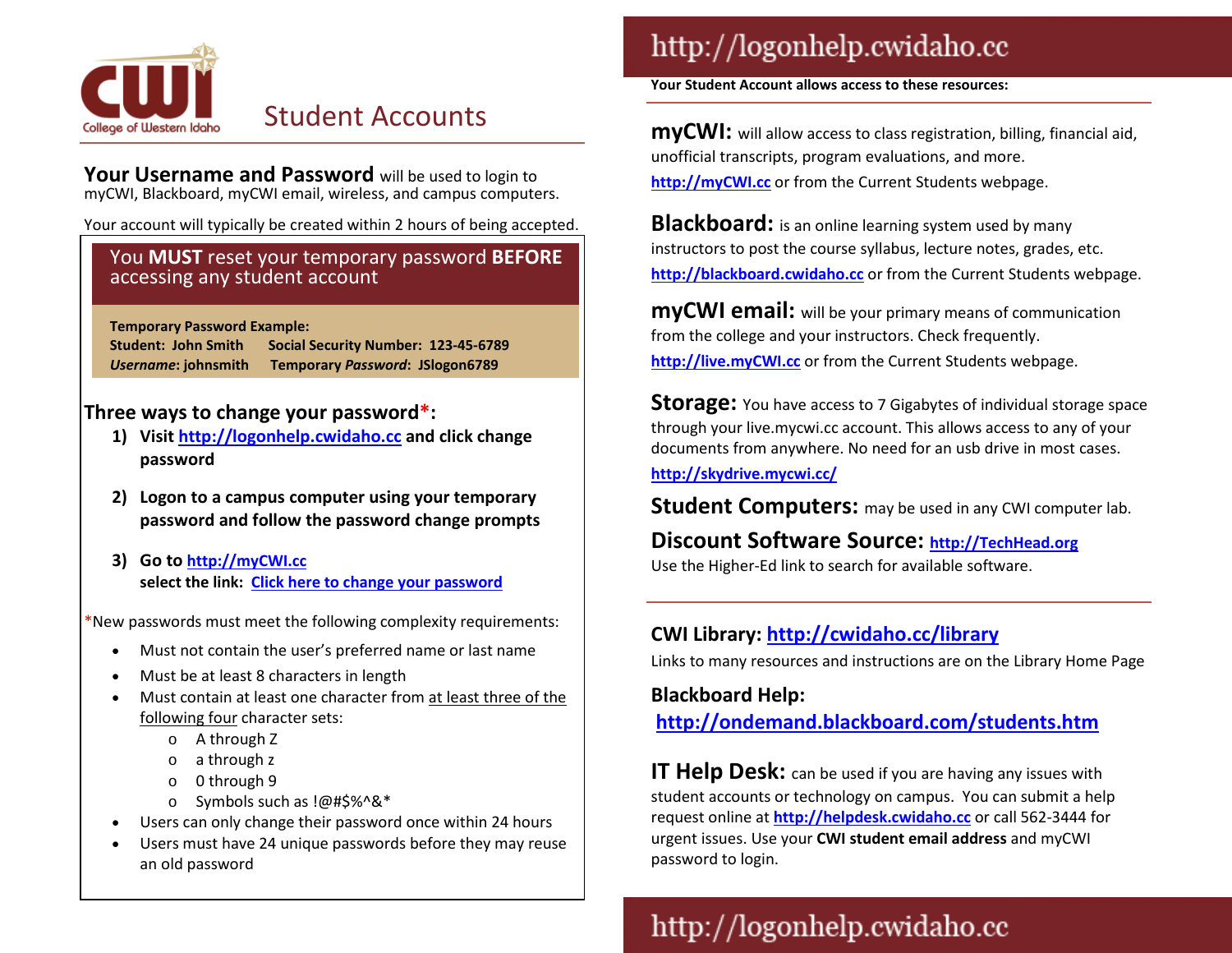# Student Accounts

**Your Username and Password** will be used to login to myCWI, Blackboard, myCWI email, wireless, and campus computers.

Your account will typically be created within 2 hours of being accepted.

**You MUST reset your temporary password BEFORE accessing any student account**

**Temporary Password Example:**
**Student: John Smith Social Security Number: 123-45-6789**
***Username*: johnsmith Temporary *Password*: JSlogon6789**

## Three ways to change your password*:

1) **Visit http://logonhelp.cwidaho.cc and click change password**
2) **Logon to a campus computer using your temporary password and follow the password change prompts**
3) **Go to http://myCWI.cc**
   **select the link: Click here to change your password**

*New passwords must meet the following complexity requirements:

- Must not contain the user's preferred name or last name
- Must be at least 8 characters in length
- Must contain at least one character from at least three of the following four character sets:
  - A through Z
  - a through z
  - 0 through 9
  - Symbols such as !@#$%^&*
- Users can only change their password once within 24 hours
- Users must have 24 unique passwords before they may reuse an old password

# http://logonhelp.cwidaho.cc

**Your Student Account allows access to these resources:**

**myCWI:** will allow access to class registration, billing, financial aid, unofficial transcripts, program evaluations, and more.
**http://myCWI.cc** or from the Current Students webpage.

**Blackboard:** is an online learning system used by many instructors to post the course syllabus, lecture notes, grades, etc.
**http://blackboard.cwidaho.cc** or from the Current Students webpage.

**myCWI email:** will be your primary means of communication from the college and your instructors. Check frequently.
**http://live.myCWI.cc** or from the Current Students webpage.

**Storage:** You have access to 7 Gigabytes of individual storage space through your live.mycwi.cc account. This allows access to any of your documents from anywhere. No need for an usb drive in most cases.
**http://skydrive.mycwi.cc/**

**Student Computers:** may be used in any CWI computer lab.

**Discount Software Source:** **http://TechHead.org**
Use the Higher-Ed link to search for available software.

**CWI Library:** **http://cwidaho.cc/library**
Links to many resources and instructions are on the Library Home Page

**Blackboard Help:**
**http://ondemand.blackboard.com/students.htm**

**IT Help Desk:** can be used if you are having any issues with student accounts or technology on campus. You can submit a help request online at **http://helpdesk.cwidaho.cc** or call 562-3444 for urgent issues. Use your **CWI student email address** and myCWI password to login.

# http://logonhelp.cwidaho.cc